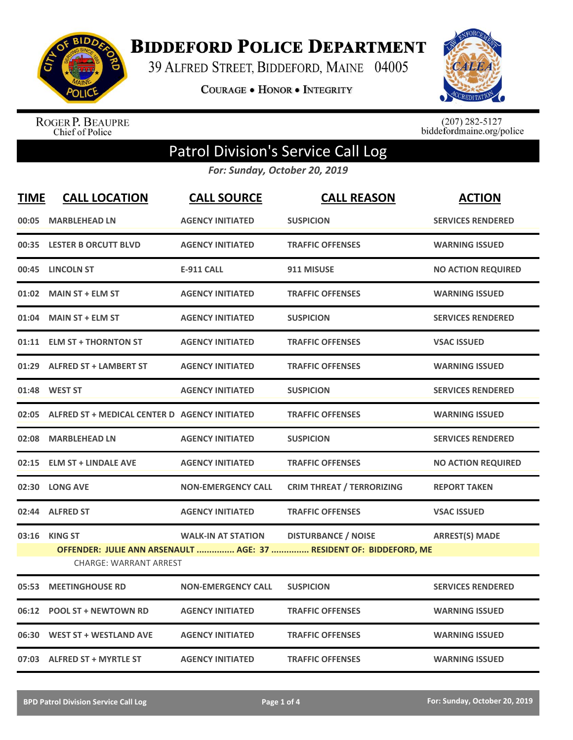# BIDDEFORD POLICE DEPARTMENT

39 ALFRED STREET, BIDDEFORD, MAINE 04005

COURAGE • HONOR • INTEGRITY

ROGER P. BEAUPRE
Chief of Police

(207) 282-5127
biddefordmaine.org/police

## Patrol Division's Service Call Log

*For: Sunday, October 20, 2019*

| TIME | CALL LOCATION | CALL SOURCE | CALL REASON | ACTION |
|---|---|---|---|---|
| 00:05 | MARBLEHEAD LN | AGENCY INITIATED | SUSPICION | SERVICES RENDERED |
| 00:35 | LESTER B ORCUTT BLVD | AGENCY INITIATED | TRAFFIC OFFENSES | WARNING ISSUED |
| 00:45 | LINCOLN ST | E-911 CALL | 911 MISUSE | NO ACTION REQUIRED |
| 01:02 | MAIN ST + ELM ST | AGENCY INITIATED | TRAFFIC OFFENSES | WARNING ISSUED |
| 01:04 | MAIN ST + ELM ST | AGENCY INITIATED | SUSPICION | SERVICES RENDERED |
| 01:11 | ELM ST + THORNTON ST | AGENCY INITIATED | TRAFFIC OFFENSES | VSAC ISSUED |
| 01:29 | ALFRED ST + LAMBERT ST | AGENCY INITIATED | TRAFFIC OFFENSES | WARNING ISSUED |
| 01:48 | WEST ST | AGENCY INITIATED | SUSPICION | SERVICES RENDERED |
| 02:05 | ALFRED ST + MEDICAL CENTER D | AGENCY INITIATED | TRAFFIC OFFENSES | WARNING ISSUED |
| 02:08 | MARBLEHEAD LN | AGENCY INITIATED | SUSPICION | SERVICES RENDERED |
| 02:15 | ELM ST + LINDALE AVE | AGENCY INITIATED | TRAFFIC OFFENSES | NO ACTION REQUIRED |
| 02:30 | LONG AVE | NON-EMERGENCY CALL | CRIM THREAT / TERRORIZING | REPORT TAKEN |
| 02:44 | ALFRED ST | AGENCY INITIATED | TRAFFIC OFFENSES | VSAC ISSUED |
| 03:16 | KING ST | WALK-IN AT STATION | DISTURBANCE / NOISE | ARREST(S) MADE |
| | OFFENDER: JULIE ANN ARSENAULT ............... AGE: 37 ............... RESIDENT OF: BIDDEFORD, ME | | | |
| | CHARGE: WARRANT ARREST | | | |
| 05:53 | MEETINGHOUSE RD | NON-EMERGENCY CALL | SUSPICION | SERVICES RENDERED |
| 06:12 | POOL ST + NEWTOWN RD | AGENCY INITIATED | TRAFFIC OFFENSES | WARNING ISSUED |
| 06:30 | WEST ST + WESTLAND AVE | AGENCY INITIATED | TRAFFIC OFFENSES | WARNING ISSUED |
| 07:03 | ALFRED ST + MYRTLE ST | AGENCY INITIATED | TRAFFIC OFFENSES | WARNING ISSUED |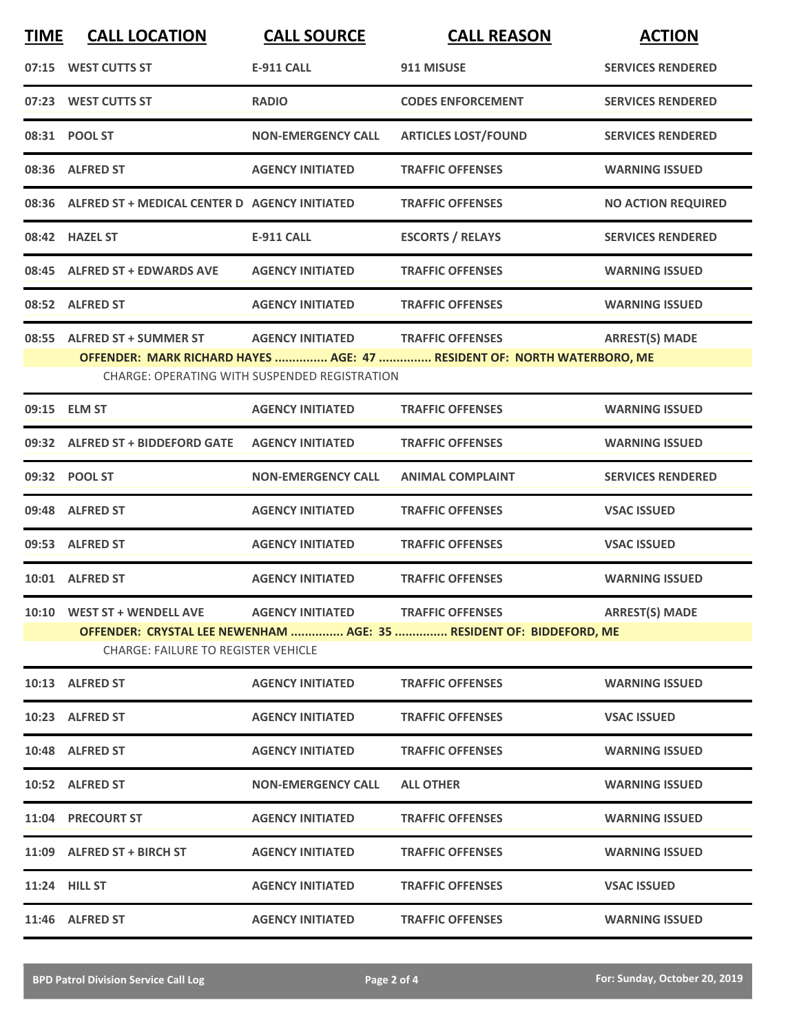| TIME | CALL LOCATION | CALL SOURCE | CALL REASON | ACTION |
|---|---|---|---|---|
| 07:15 | WEST CUTTS ST | E-911 CALL | 911 MISUSE | SERVICES RENDERED |
| 07:23 | WEST CUTTS ST | RADIO | CODES ENFORCEMENT | SERVICES RENDERED |
| 08:31 | POOL ST | NON-EMERGENCY CALL | ARTICLES LOST/FOUND | SERVICES RENDERED |
| 08:36 | ALFRED ST | AGENCY INITIATED | TRAFFIC OFFENSES | WARNING ISSUED |
| 08:36 | ALFRED ST + MEDICAL CENTER D | AGENCY INITIATED | TRAFFIC OFFENSES | NO ACTION REQUIRED |
| 08:42 | HAZEL ST | E-911 CALL | ESCORTS / RELAYS | SERVICES RENDERED |
| 08:45 | ALFRED ST + EDWARDS AVE | AGENCY INITIATED | TRAFFIC OFFENSES | WARNING ISSUED |
| 08:52 | ALFRED ST | AGENCY INITIATED | TRAFFIC OFFENSES | WARNING ISSUED |
| 08:55 | ALFRED ST + SUMMER ST | AGENCY INITIATED | TRAFFIC OFFENSES | ARREST(S) MADE |
| | OFFENDER: MARK RICHARD HAYES ............... AGE: 47 ............... RESIDENT OF: NORTH WATERBORO, ME | | | |
| | CHARGE: OPERATING WITH SUSPENDED REGISTRATION | | | |
| 09:15 | ELM ST | AGENCY INITIATED | TRAFFIC OFFENSES | WARNING ISSUED |
| 09:32 | ALFRED ST + BIDDEFORD GATE | AGENCY INITIATED | TRAFFIC OFFENSES | WARNING ISSUED |
| 09:32 | POOL ST | NON-EMERGENCY CALL | ANIMAL COMPLAINT | SERVICES RENDERED |
| 09:48 | ALFRED ST | AGENCY INITIATED | TRAFFIC OFFENSES | VSAC ISSUED |
| 09:53 | ALFRED ST | AGENCY INITIATED | TRAFFIC OFFENSES | VSAC ISSUED |
| 10:01 | ALFRED ST | AGENCY INITIATED | TRAFFIC OFFENSES | WARNING ISSUED |
| 10:10 | WEST ST + WENDELL AVE | AGENCY INITIATED | TRAFFIC OFFENSES | ARREST(S) MADE |
| | OFFENDER: CRYSTAL LEE NEWENHAM ............... AGE: 35 ............... RESIDENT OF: BIDDEFORD, ME | | | |
| | CHARGE: FAILURE TO REGISTER VEHICLE | | | |
| 10:13 | ALFRED ST | AGENCY INITIATED | TRAFFIC OFFENSES | WARNING ISSUED |
| 10:23 | ALFRED ST | AGENCY INITIATED | TRAFFIC OFFENSES | VSAC ISSUED |
| 10:48 | ALFRED ST | AGENCY INITIATED | TRAFFIC OFFENSES | WARNING ISSUED |
| 10:52 | ALFRED ST | NON-EMERGENCY CALL | ALL OTHER | WARNING ISSUED |
| 11:04 | PRECOURT ST | AGENCY INITIATED | TRAFFIC OFFENSES | WARNING ISSUED |
| 11:09 | ALFRED ST + BIRCH ST | AGENCY INITIATED | TRAFFIC OFFENSES | WARNING ISSUED |
| 11:24 | HILL ST | AGENCY INITIATED | TRAFFIC OFFENSES | VSAC ISSUED |
| 11:46 | ALFRED ST | AGENCY INITIATED | TRAFFIC OFFENSES | WARNING ISSUED |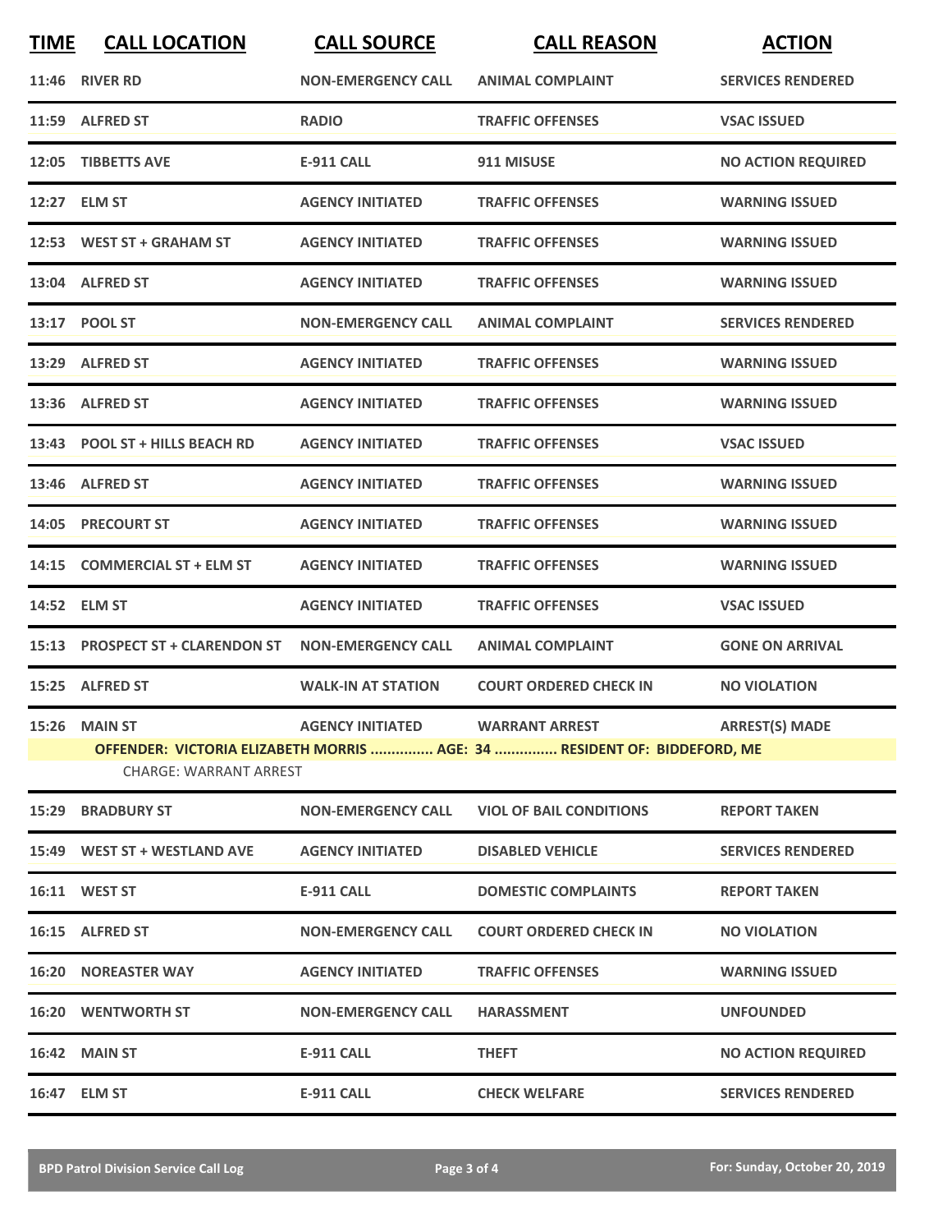| TIME | CALL LOCATION | CALL SOURCE | CALL REASON | ACTION |
|---|---|---|---|---|
| 11:46 | RIVER RD | NON-EMERGENCY CALL | ANIMAL COMPLAINT | SERVICES RENDERED |
| 11:59 | ALFRED ST | RADIO | TRAFFIC OFFENSES | VSAC ISSUED |
| 12:05 | TIBBETTS AVE | E-911 CALL | 911 MISUSE | NO ACTION REQUIRED |
| 12:27 | ELM ST | AGENCY INITIATED | TRAFFIC OFFENSES | WARNING ISSUED |
| 12:53 | WEST ST + GRAHAM ST | AGENCY INITIATED | TRAFFIC OFFENSES | WARNING ISSUED |
| 13:04 | ALFRED ST | AGENCY INITIATED | TRAFFIC OFFENSES | WARNING ISSUED |
| 13:17 | POOL ST | NON-EMERGENCY CALL | ANIMAL COMPLAINT | SERVICES RENDERED |
| 13:29 | ALFRED ST | AGENCY INITIATED | TRAFFIC OFFENSES | WARNING ISSUED |
| 13:36 | ALFRED ST | AGENCY INITIATED | TRAFFIC OFFENSES | WARNING ISSUED |
| 13:43 | POOL ST + HILLS BEACH RD | AGENCY INITIATED | TRAFFIC OFFENSES | VSAC ISSUED |
| 13:46 | ALFRED ST | AGENCY INITIATED | TRAFFIC OFFENSES | WARNING ISSUED |
| 14:05 | PRECOURT ST | AGENCY INITIATED | TRAFFIC OFFENSES | WARNING ISSUED |
| 14:15 | COMMERCIAL ST + ELM ST | AGENCY INITIATED | TRAFFIC OFFENSES | WARNING ISSUED |
| 14:52 | ELM ST | AGENCY INITIATED | TRAFFIC OFFENSES | VSAC ISSUED |
| 15:13 | PROSPECT ST + CLARENDON ST | NON-EMERGENCY CALL | ANIMAL COMPLAINT | GONE ON ARRIVAL |
| 15:25 | ALFRED ST | WALK-IN AT STATION | COURT ORDERED CHECK IN | NO VIOLATION |
| 15:26 | MAIN ST | AGENCY INITIATED | WARRANT ARREST | ARREST(S) MADE |
| | OFFENDER: VICTORIA ELIZABETH MORRIS ............... AGE: 34 ............... RESIDENT OF: BIDDEFORD, ME | | | |
| | CHARGE: WARRANT ARREST | | | |
| 15:29 | BRADBURY ST | NON-EMERGENCY CALL | VIOL OF BAIL CONDITIONS | REPORT TAKEN |
| 15:49 | WEST ST + WESTLAND AVE | AGENCY INITIATED | DISABLED VEHICLE | SERVICES RENDERED |
| 16:11 | WEST ST | E-911 CALL | DOMESTIC COMPLAINTS | REPORT TAKEN |
| 16:15 | ALFRED ST | NON-EMERGENCY CALL | COURT ORDERED CHECK IN | NO VIOLATION |
| 16:20 | NOREASTER WAY | AGENCY INITIATED | TRAFFIC OFFENSES | WARNING ISSUED |
| 16:20 | WENTWORTH ST | NON-EMERGENCY CALL | HARASSMENT | UNFOUNDED |
| 16:42 | MAIN ST | E-911 CALL | THEFT | NO ACTION REQUIRED |
| 16:47 | ELM ST | E-911 CALL | CHECK WELFARE | SERVICES RENDERED |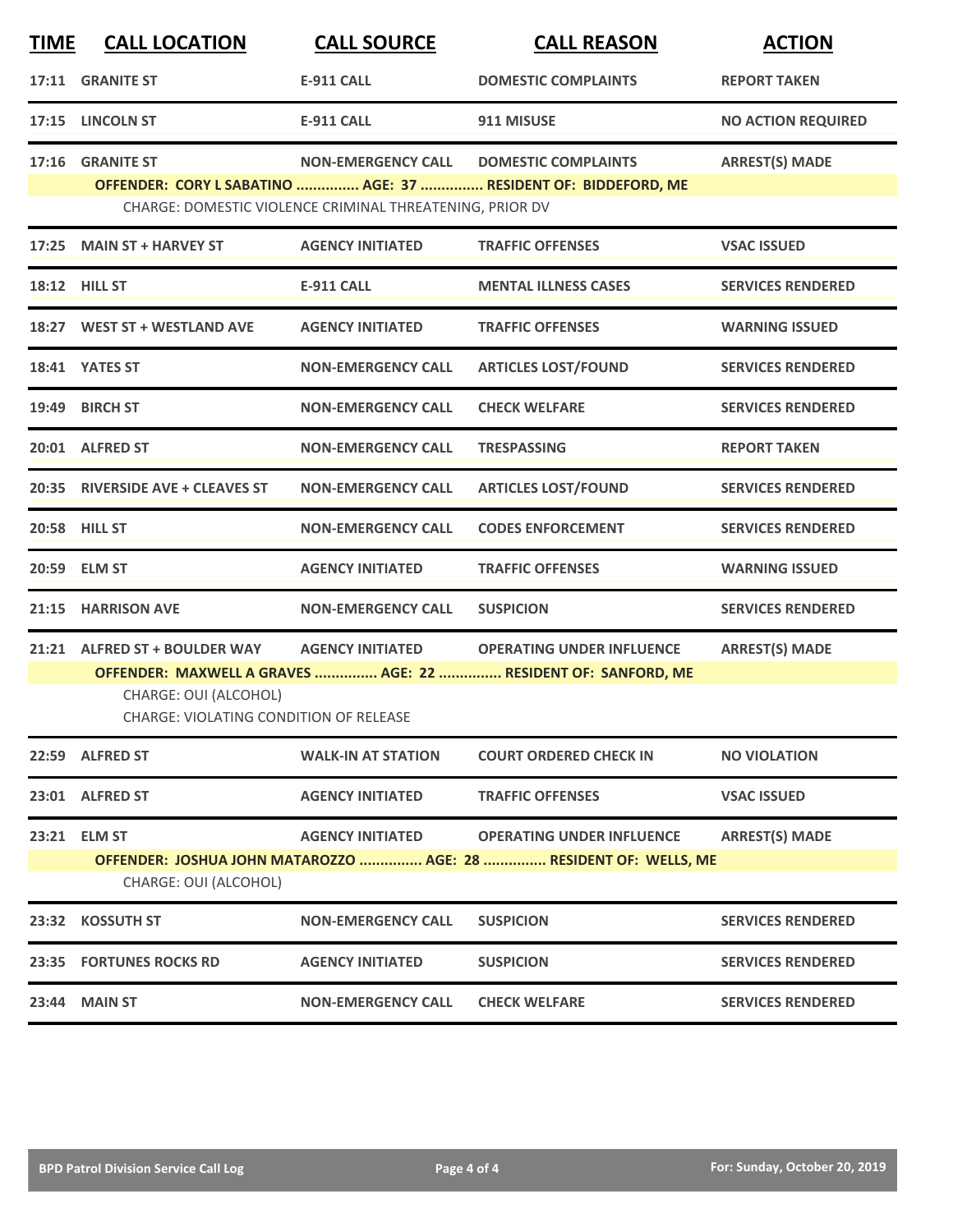| TIME | CALL LOCATION | CALL SOURCE | CALL REASON | ACTION |
|---|---|---|---|---|
| 17:11 | GRANITE ST | E-911 CALL | DOMESTIC COMPLAINTS | REPORT TAKEN |
| 17:15 | LINCOLN ST | E-911 CALL | 911 MISUSE | NO ACTION REQUIRED |
| 17:16 | GRANITE ST | NON-EMERGENCY CALL | DOMESTIC COMPLAINTS | ARREST(S) MADE |
| | OFFENDER: CORY L SABATINO ............... AGE: 37 ............... RESIDENT OF: BIDDEFORD, ME | | | |
| | CHARGE: DOMESTIC VIOLENCE CRIMINAL THREATENING, PRIOR DV | | | |
| 17:25 | MAIN ST + HARVEY ST | AGENCY INITIATED | TRAFFIC OFFENSES | VSAC ISSUED |
| 18:12 | HILL ST | E-911 CALL | MENTAL ILLNESS CASES | SERVICES RENDERED |
| 18:27 | WEST ST + WESTLAND AVE | AGENCY INITIATED | TRAFFIC OFFENSES | WARNING ISSUED |
| 18:41 | YATES ST | NON-EMERGENCY CALL | ARTICLES LOST/FOUND | SERVICES RENDERED |
| 19:49 | BIRCH ST | NON-EMERGENCY CALL | CHECK WELFARE | SERVICES RENDERED |
| 20:01 | ALFRED ST | NON-EMERGENCY CALL | TRESPASSING | REPORT TAKEN |
| 20:35 | RIVERSIDE AVE + CLEAVES ST | NON-EMERGENCY CALL | ARTICLES LOST/FOUND | SERVICES RENDERED |
| 20:58 | HILL ST | NON-EMERGENCY CALL | CODES ENFORCEMENT | SERVICES RENDERED |
| 20:59 | ELM ST | AGENCY INITIATED | TRAFFIC OFFENSES | WARNING ISSUED |
| 21:15 | HARRISON AVE | NON-EMERGENCY CALL | SUSPICION | SERVICES RENDERED |
| 21:21 | ALFRED ST + BOULDER WAY | AGENCY INITIATED | OPERATING UNDER INFLUENCE | ARREST(S) MADE |
| | OFFENDER: MAXWELL A GRAVES ............... AGE: 22 ............... RESIDENT OF: SANFORD, ME | | | |
| | CHARGE: OUI (ALCOHOL) | | | |
| | CHARGE: VIOLATING CONDITION OF RELEASE | | | |
| 22:59 | ALFRED ST | WALK-IN AT STATION | COURT ORDERED CHECK IN | NO VIOLATION |
| 23:01 | ALFRED ST | AGENCY INITIATED | TRAFFIC OFFENSES | VSAC ISSUED |
| 23:21 | ELM ST | AGENCY INITIATED | OPERATING UNDER INFLUENCE | ARREST(S) MADE |
| | OFFENDER: JOSHUA JOHN MATAROZZO ............... AGE: 28 ............... RESIDENT OF: WELLS, ME | | | |
| | CHARGE: OUI (ALCOHOL) | | | |
| 23:32 | KOSSUTH ST | NON-EMERGENCY CALL | SUSPICION | SERVICES RENDERED |
| 23:35 | FORTUNES ROCKS RD | AGENCY INITIATED | SUSPICION | SERVICES RENDERED |
| 23:44 | MAIN ST | NON-EMERGENCY CALL | CHECK WELFARE | SERVICES RENDERED |